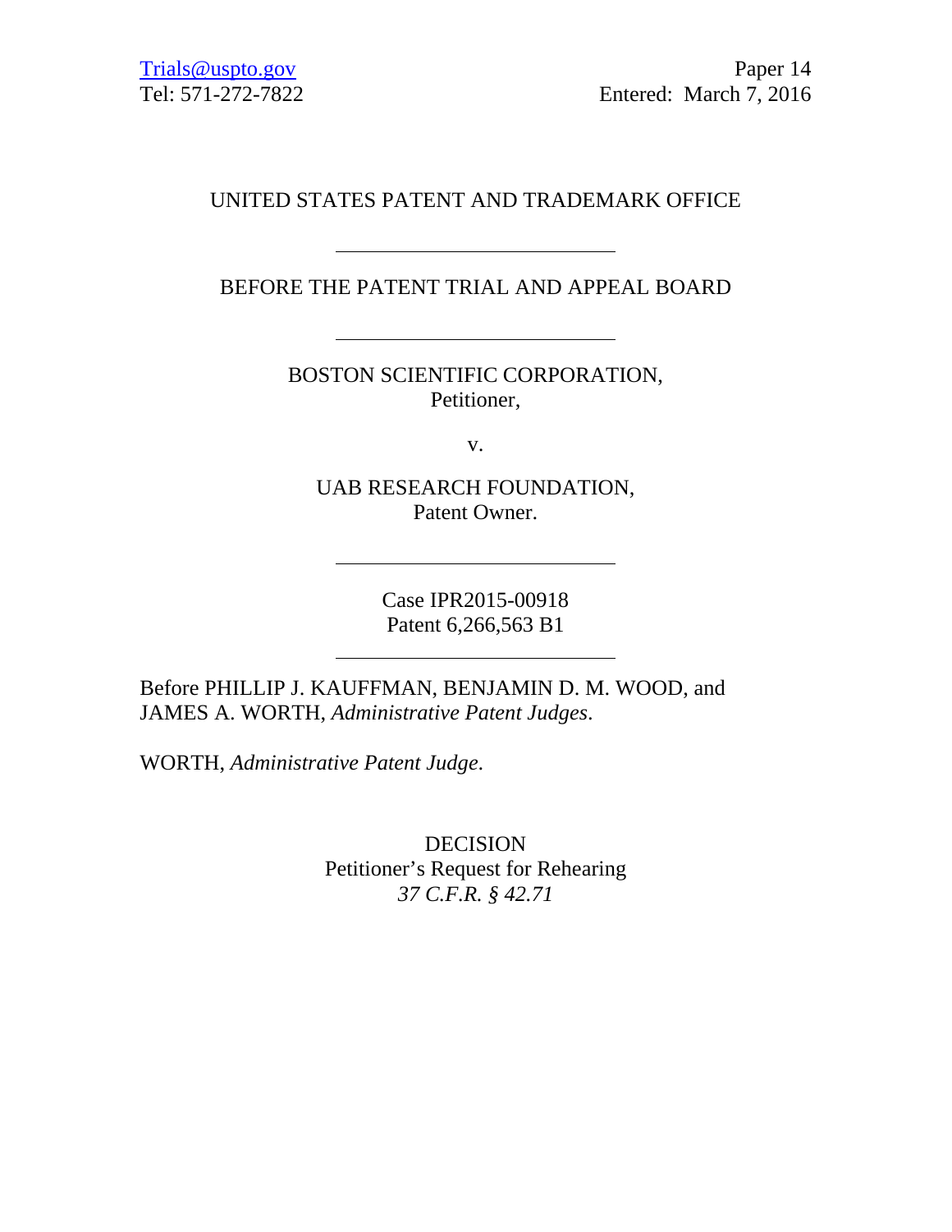Trials@uspto.gov
Tel: 571-272-7822

Paper 14
Entered: March 7, 2016

UNITED STATES PATENT AND TRADEMARK OFFICE

---

BEFORE THE PATENT TRIAL AND APPEAL BOARD

---

BOSTON SCIENTIFIC CORPORATION,
Petitioner,

v.

UAB RESEARCH FOUNDATION,
Patent Owner.

---

Case IPR2015-00918
Patent 6,266,563 B1

---

Before PHILLIP J. KAUFFMAN, BENJAMIN D. M. WOOD, and JAMES A. WORTH, *Administrative Patent Judges*.

WORTH, *Administrative Patent Judge*.

DECISION
Petitioner's Request for Rehearing
*37 C.F.R. § 42.71*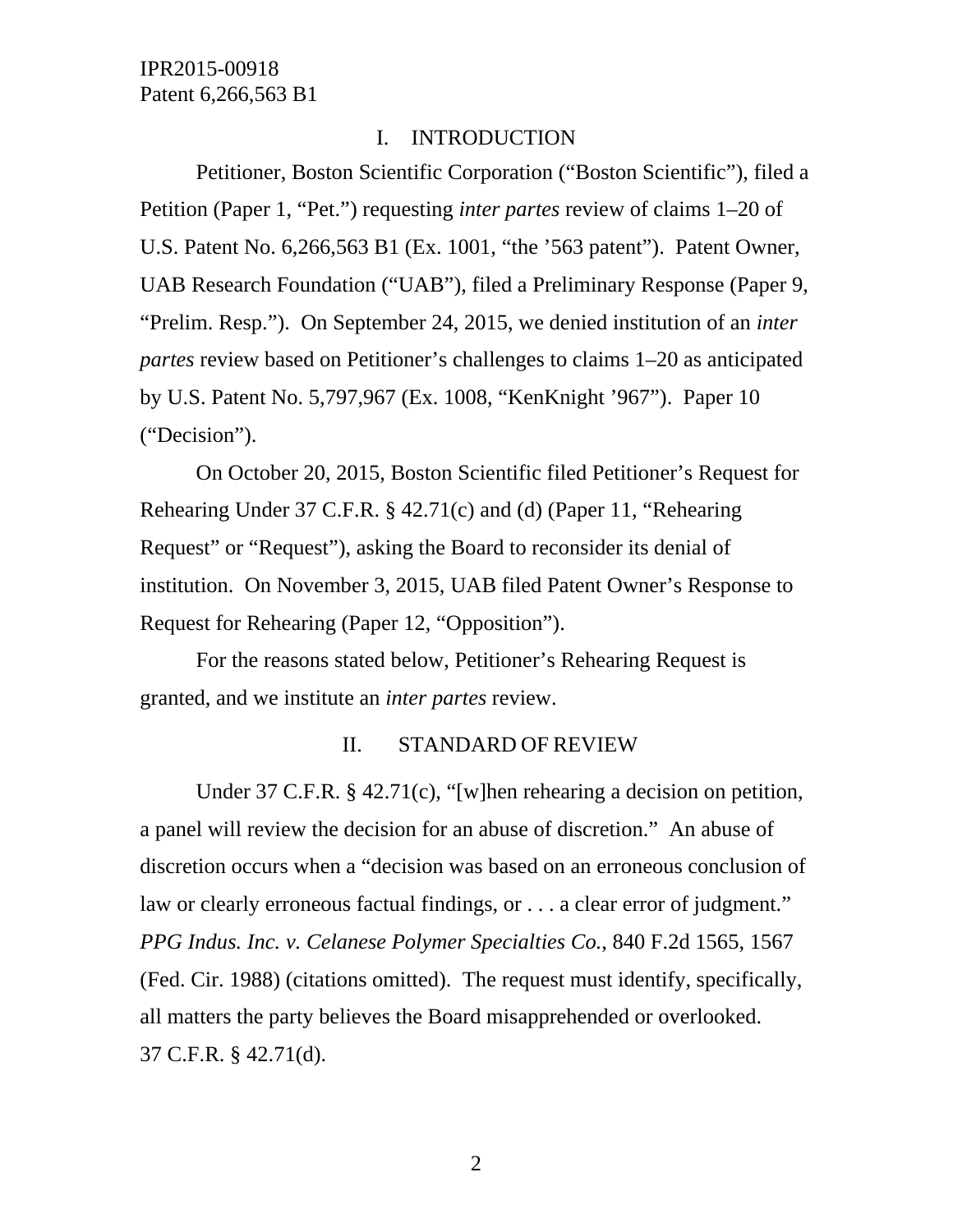## I. INTRODUCTION

Petitioner, Boston Scientific Corporation ("Boston Scientific"), filed a Petition (Paper 1, "Pet.") requesting *inter partes* review of claims 1–20 of U.S. Patent No. 6,266,563 B1 (Ex. 1001, "the '563 patent"). Patent Owner, UAB Research Foundation ("UAB"), filed a Preliminary Response (Paper 9, "Prelim. Resp."). On September 24, 2015, we denied institution of an *inter partes* review based on Petitioner's challenges to claims 1–20 as anticipated by U.S. Patent No. 5,797,967 (Ex. 1008, "KenKnight '967"). Paper 10 ("Decision").

On October 20, 2015, Boston Scientific filed Petitioner's Request for Rehearing Under 37 C.F.R. § 42.71(c) and (d) (Paper 11, "Rehearing Request" or "Request"), asking the Board to reconsider its denial of institution. On November 3, 2015, UAB filed Patent Owner's Response to Request for Rehearing (Paper 12, "Opposition").

For the reasons stated below, Petitioner's Rehearing Request is granted, and we institute an *inter partes* review.

## II. STANDARD OF REVIEW

Under 37 C.F.R. § 42.71(c), "[w]hen rehearing a decision on petition, a panel will review the decision for an abuse of discretion." An abuse of discretion occurs when a "decision was based on an erroneous conclusion of law or clearly erroneous factual findings, or . . . a clear error of judgment." *PPG Indus. Inc. v. Celanese Polymer Specialties Co.*, 840 F.2d 1565, 1567 (Fed. Cir. 1988) (citations omitted). The request must identify, specifically, all matters the party believes the Board misapprehended or overlooked. 37 C.F.R. § 42.71(d).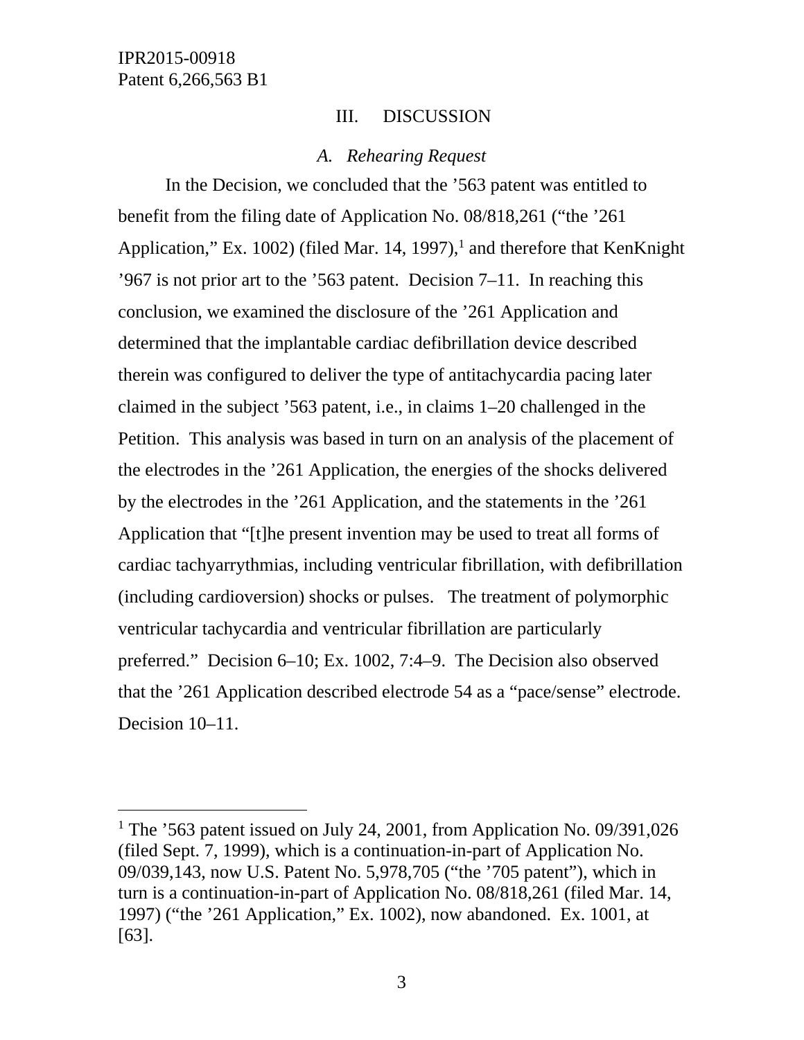## III. DISCUSSION

### *A. Rehearing Request*

In the Decision, we concluded that the ’563 patent was entitled to benefit from the filing date of Application No. 08/818,261 (“the ’261 Application,” Ex. 1002) (filed Mar. 14, 1997),[1] and therefore that KenKnight ’967 is not prior art to the ’563 patent. Decision 7–11. In reaching this conclusion, we examined the disclosure of the ’261 Application and determined that the implantable cardiac defibrillation device described therein was configured to deliver the type of antitachycardia pacing later claimed in the subject ’563 patent, i.e., in claims 1–20 challenged in the Petition. This analysis was based in turn on an analysis of the placement of the electrodes in the ’261 Application, the energies of the shocks delivered by the electrodes in the ’261 Application, and the statements in the ’261 Application that “[t]he present invention may be used to treat all forms of cardiac tachyarrythmias, including ventricular fibrillation, with defibrillation (including cardioversion) shocks or pulses. The treatment of polymorphic ventricular tachycardia and ventricular fibrillation are particularly preferred.” Decision 6–10; Ex. 1002, 7:4–9. The Decision also observed that the ’261 Application described electrode 54 as a “pace/sense” electrode. Decision 10–11.

---

[1] The ’563 patent issued on July 24, 2001, from Application No. 09/391,026 (filed Sept. 7, 1999), which is a continuation-in-part of Application No. 09/039,143, now U.S. Patent No. 5,978,705 (“the ’705 patent”), which in turn is a continuation-in-part of Application No. 08/818,261 (filed Mar. 14, 1997) (“the ’261 Application,” Ex. 1002), now abandoned. Ex. 1001, at [63].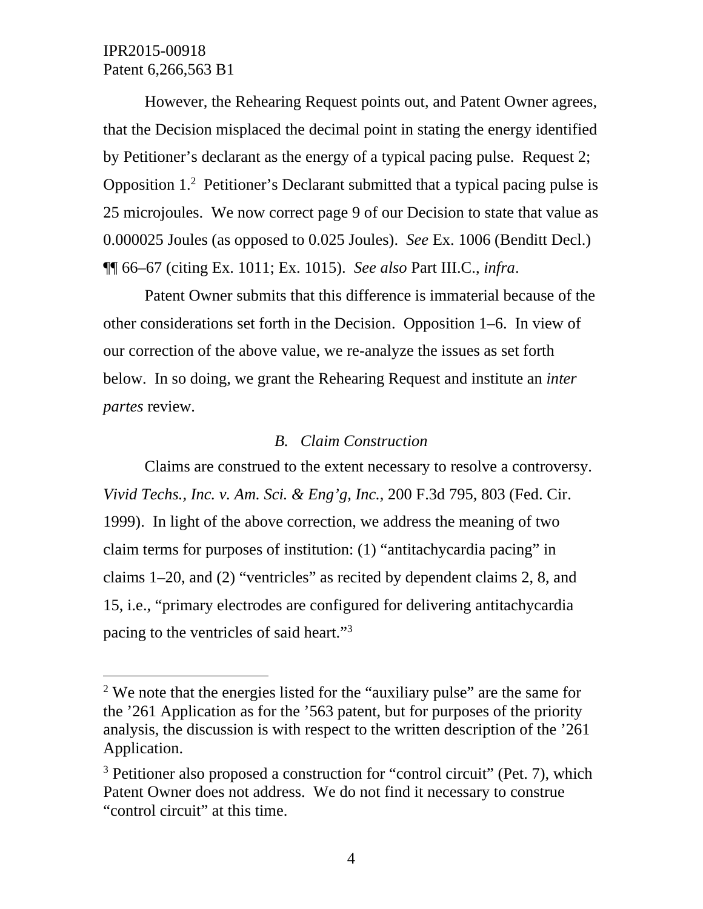However, the Rehearing Request points out, and Patent Owner agrees, that the Decision misplaced the decimal point in stating the energy identified by Petitioner's declarant as the energy of a typical pacing pulse. Request 2; Opposition 1.[2] Petitioner's Declarant submitted that a typical pacing pulse is 25 microjoules. We now correct page 9 of our Decision to state that value as 0.000025 Joules (as opposed to 0.025 Joules). *See* Ex. 1006 (Benditt Decl.) ¶¶ 66–67 (citing Ex. 1011; Ex. 1015). *See also* Part III.C., *infra*.

Patent Owner submits that this difference is immaterial because of the other considerations set forth in the Decision. Opposition 1–6. In view of our correction of the above value, we re-analyze the issues as set forth below. In so doing, we grant the Rehearing Request and institute an *inter partes* review.

### *B. Claim Construction*

Claims are construed to the extent necessary to resolve a controversy. *Vivid Techs., Inc. v. Am. Sci. & Eng'g, Inc.*, 200 F.3d 795, 803 (Fed. Cir. 1999). In light of the above correction, we address the meaning of two claim terms for purposes of institution: (1) "antitachycardia pacing" in claims 1–20, and (2) "ventricles" as recited by dependent claims 2, 8, and 15, i.e., "primary electrodes are configured for delivering antitachycardia pacing to the ventricles of said heart."[3]

---

[2] We note that the energies listed for the "auxiliary pulse" are the same for the '261 Application as for the '563 patent, but for purposes of the priority analysis, the discussion is with respect to the written description of the '261 Application.

[3] Petitioner also proposed a construction for "control circuit" (Pet. 7), which Patent Owner does not address. We do not find it necessary to construe "control circuit" at this time.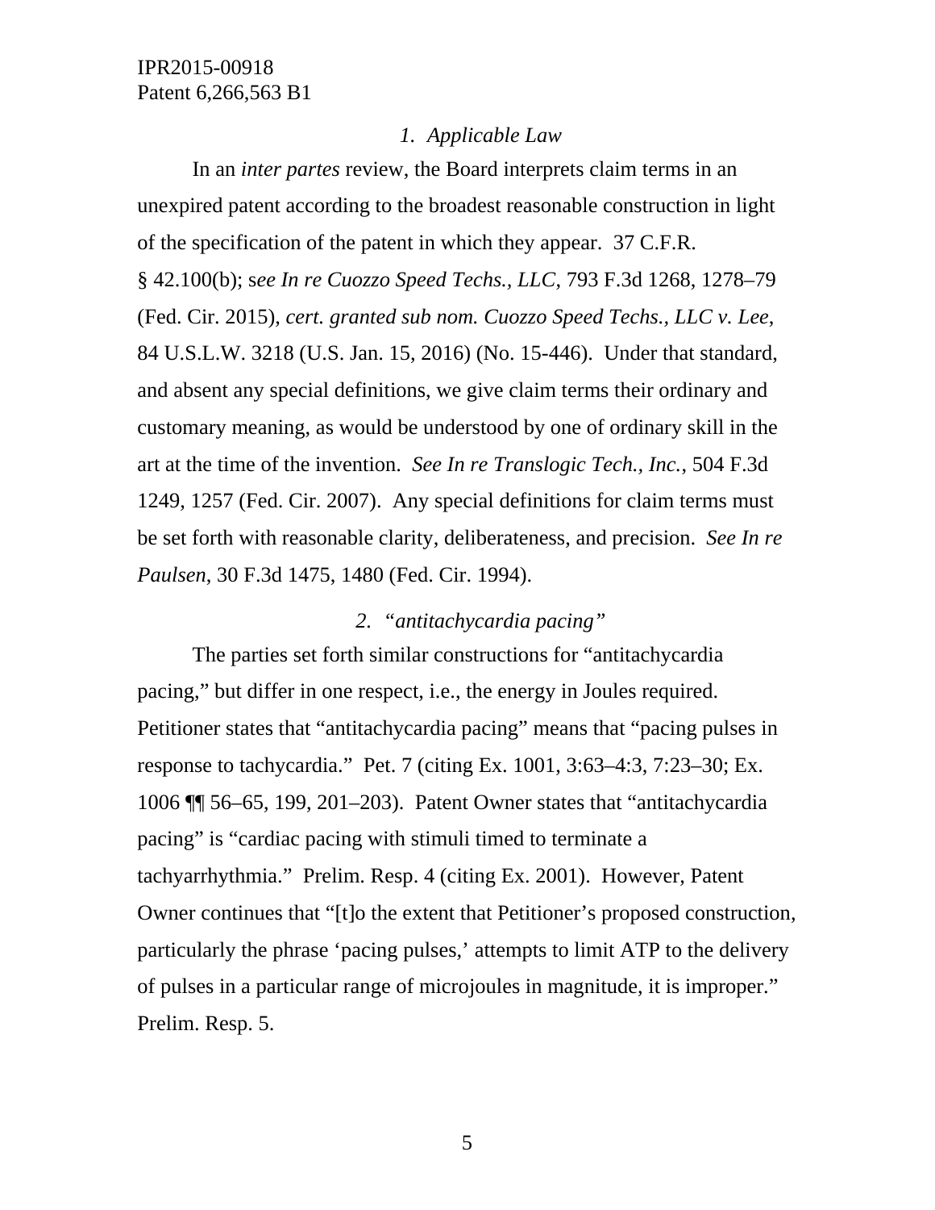### *1. Applicable Law*

In an *inter partes* review, the Board interprets claim terms in an unexpired patent according to the broadest reasonable construction in light of the specification of the patent in which they appear. 37 C.F.R. § 42.100(b); s*ee In re Cuozzo Speed Techs., LLC*, 793 F.3d 1268, 1278–79 (Fed. Cir. 2015), *cert. granted sub nom. Cuozzo Speed Techs., LLC v. Lee*, 84 U.S.L.W. 3218 (U.S. Jan. 15, 2016) (No. 15-446). Under that standard, and absent any special definitions, we give claim terms their ordinary and customary meaning, as would be understood by one of ordinary skill in the art at the time of the invention. *See In re Translogic Tech., Inc.*, 504 F.3d 1249, 1257 (Fed. Cir. 2007). Any special definitions for claim terms must be set forth with reasonable clarity, deliberateness, and precision. *See In re Paulsen*, 30 F.3d 1475, 1480 (Fed. Cir. 1994).

### *2. "antitachycardia pacing"*

The parties set forth similar constructions for "antitachycardia pacing," but differ in one respect, i.e., the energy in Joules required. Petitioner states that "antitachycardia pacing" means that "pacing pulses in response to tachycardia." Pet. 7 (citing Ex. 1001, 3:63–4:3, 7:23–30; Ex. 1006 ¶¶ 56–65, 199, 201–203). Patent Owner states that "antitachycardia pacing" is "cardiac pacing with stimuli timed to terminate a tachyarrhythmia." Prelim. Resp. 4 (citing Ex. 2001). However, Patent Owner continues that "[t]o the extent that Petitioner's proposed construction, particularly the phrase 'pacing pulses,' attempts to limit ATP to the delivery of pulses in a particular range of microjoules in magnitude, it is improper." Prelim. Resp. 5.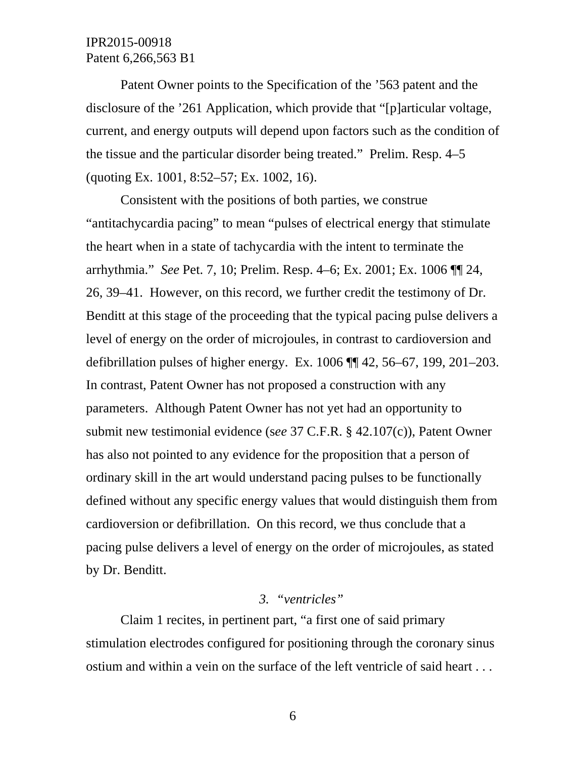Patent Owner points to the Specification of the ’563 patent and the disclosure of the ’261 Application, which provide that “[p]articular voltage, current, and energy outputs will depend upon factors such as the condition of the tissue and the particular disorder being treated.” Prelim. Resp. 4–5 (quoting Ex. 1001, 8:52–57; Ex. 1002, 16).

Consistent with the positions of both parties, we construe “antitachycardia pacing” to mean “pulses of electrical energy that stimulate the heart when in a state of tachycardia with the intent to terminate the arrhythmia.” *See* Pet. 7, 10; Prelim. Resp. 4–6; Ex. 2001; Ex. 1006 ¶¶ 24, 26, 39–41. However, on this record, we further credit the testimony of Dr. Benditt at this stage of the proceeding that the typical pacing pulse delivers a level of energy on the order of microjoules, in contrast to cardioversion and defibrillation pulses of higher energy. Ex. 1006 ¶¶ 42, 56–67, 199, 201–203. In contrast, Patent Owner has not proposed a construction with any parameters. Although Patent Owner has not yet had an opportunity to submit new testimonial evidence (s*ee* 37 C.F.R. § 42.107(c)), Patent Owner has also not pointed to any evidence for the proposition that a person of ordinary skill in the art would understand pacing pulses to be functionally defined without any specific energy values that would distinguish them from cardioversion or defibrillation. On this record, we thus conclude that a pacing pulse delivers a level of energy on the order of microjoules, as stated by Dr. Benditt.

### *3. “ventricles”*

Claim 1 recites, in pertinent part, “a first one of said primary stimulation electrodes configured for positioning through the coronary sinus ostium and within a vein on the surface of the left ventricle of said heart . . .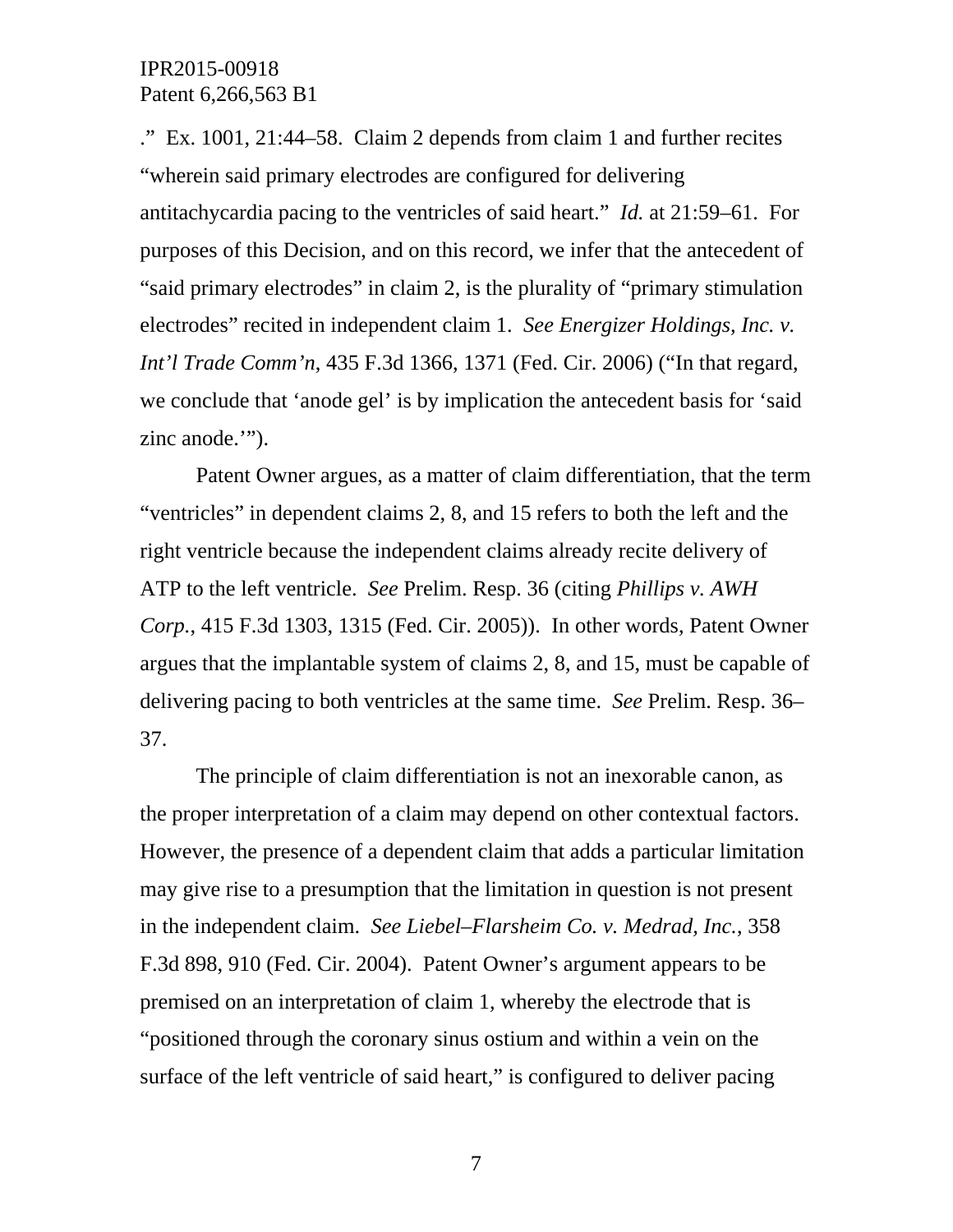."  Ex. 1001, 21:44–58.  Claim 2 depends from claim 1 and further recites "wherein said primary electrodes are configured for delivering antitachycardia pacing to the ventricles of said heart."  *Id.* at 21:59–61.  For purposes of this Decision, and on this record, we infer that the antecedent of "said primary electrodes" in claim 2, is the plurality of "primary stimulation electrodes" recited in independent claim 1.  *See Energizer Holdings, Inc. v. Int'l Trade Comm'n*, 435 F.3d 1366, 1371 (Fed. Cir. 2006) ("In that regard, we conclude that 'anode gel' is by implication the antecedent basis for 'said zinc anode.'").

Patent Owner argues, as a matter of claim differentiation, that the term "ventricles" in dependent claims 2, 8, and 15 refers to both the left and the right ventricle because the independent claims already recite delivery of ATP to the left ventricle.  *See* Prelim. Resp. 36 (citing *Phillips v. AWH Corp.*, 415 F.3d 1303, 1315 (Fed. Cir. 2005)).  In other words, Patent Owner argues that the implantable system of claims 2, 8, and 15, must be capable of delivering pacing to both ventricles at the same time.  *See* Prelim. Resp. 36–37.

The principle of claim differentiation is not an inexorable canon, as the proper interpretation of a claim may depend on other contextual factors. However, the presence of a dependent claim that adds a particular limitation may give rise to a presumption that the limitation in question is not present in the independent claim.  *See Liebel–Flarsheim Co. v. Medrad, Inc.*, 358 F.3d 898, 910 (Fed. Cir. 2004).  Patent Owner's argument appears to be premised on an interpretation of claim 1, whereby the electrode that is "positioned through the coronary sinus ostium and within a vein on the surface of the left ventricle of said heart," is configured to deliver pacing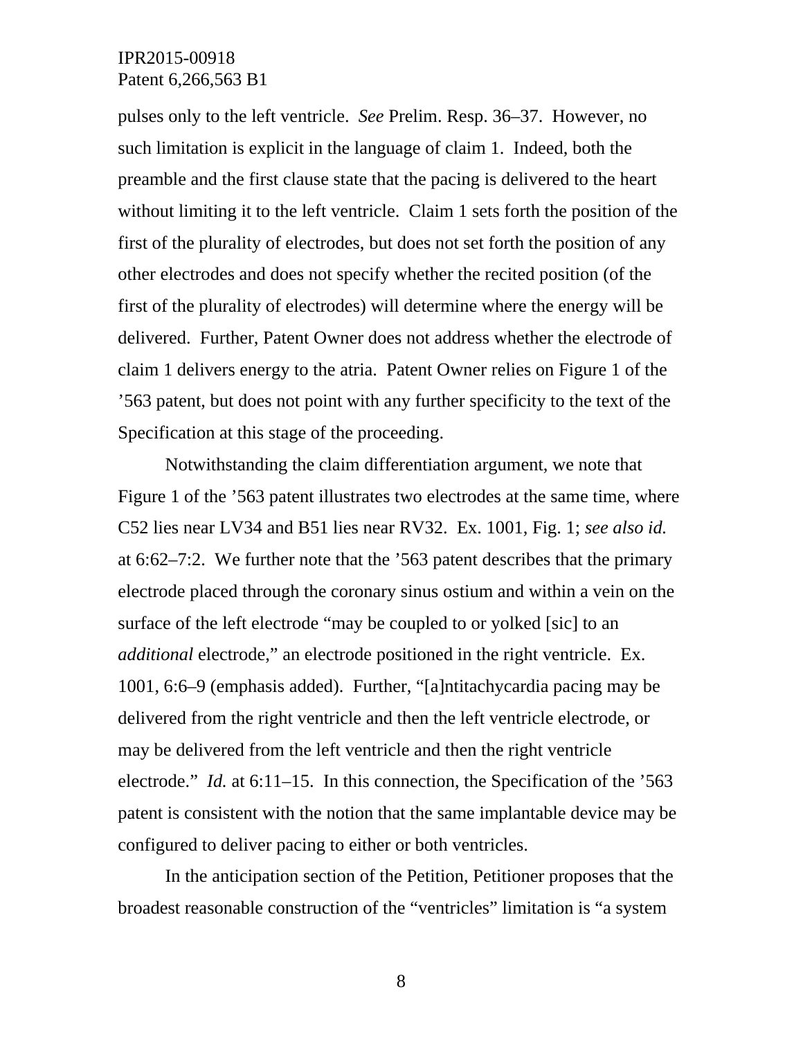pulses only to the left ventricle. *See* Prelim. Resp. 36–37. However, no such limitation is explicit in the language of claim 1. Indeed, both the preamble and the first clause state that the pacing is delivered to the heart without limiting it to the left ventricle. Claim 1 sets forth the position of the first of the plurality of electrodes, but does not set forth the position of any other electrodes and does not specify whether the recited position (of the first of the plurality of electrodes) will determine where the energy will be delivered. Further, Patent Owner does not address whether the electrode of claim 1 delivers energy to the atria. Patent Owner relies on Figure 1 of the ’563 patent, but does not point with any further specificity to the text of the Specification at this stage of the proceeding.

Notwithstanding the claim differentiation argument, we note that Figure 1 of the ’563 patent illustrates two electrodes at the same time, where C52 lies near LV34 and B51 lies near RV32. Ex. 1001, Fig. 1; *see also id.* at 6:62–7:2. We further note that the ’563 patent describes that the primary electrode placed through the coronary sinus ostium and within a vein on the surface of the left electrode "may be coupled to or yolked [sic] to an *additional* electrode," an electrode positioned in the right ventricle. Ex. 1001, 6:6–9 (emphasis added). Further, "[a]ntitachycardia pacing may be delivered from the right ventricle and then the left ventricle electrode, or may be delivered from the left ventricle and then the right ventricle electrode." *Id.* at 6:11–15. In this connection, the Specification of the ’563 patent is consistent with the notion that the same implantable device may be configured to deliver pacing to either or both ventricles.

In the anticipation section of the Petition, Petitioner proposes that the broadest reasonable construction of the "ventricles" limitation is "a system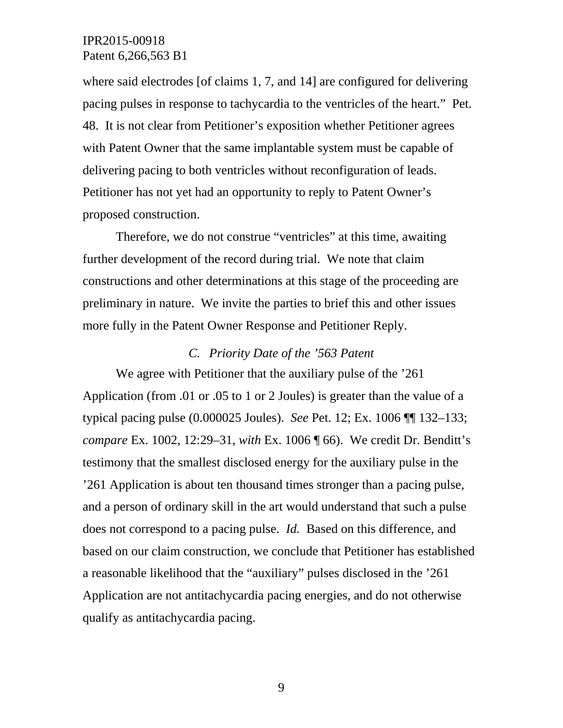where said electrodes [of claims 1, 7, and 14] are configured for delivering pacing pulses in response to tachycardia to the ventricles of the heart." Pet. 48. It is not clear from Petitioner's exposition whether Petitioner agrees with Patent Owner that the same implantable system must be capable of delivering pacing to both ventricles without reconfiguration of leads. Petitioner has not yet had an opportunity to reply to Patent Owner's proposed construction.

Therefore, we do not construe "ventricles" at this time, awaiting further development of the record during trial. We note that claim constructions and other determinations at this stage of the proceeding are preliminary in nature. We invite the parties to brief this and other issues more fully in the Patent Owner Response and Petitioner Reply.

### *C. Priority Date of the '563 Patent*

We agree with Petitioner that the auxiliary pulse of the '261 Application (from .01 or .05 to 1 or 2 Joules) is greater than the value of a typical pacing pulse (0.000025 Joules). *See* Pet. 12; Ex. 1006 ¶¶ 132–133; *compare* Ex. 1002, 12:29–31, *with* Ex. 1006 ¶ 66). We credit Dr. Benditt's testimony that the smallest disclosed energy for the auxiliary pulse in the '261 Application is about ten thousand times stronger than a pacing pulse, and a person of ordinary skill in the art would understand that such a pulse does not correspond to a pacing pulse. *Id.* Based on this difference, and based on our claim construction, we conclude that Petitioner has established a reasonable likelihood that the "auxiliary" pulses disclosed in the '261 Application are not antitachycardia pacing energies, and do not otherwise qualify as antitachycardia pacing.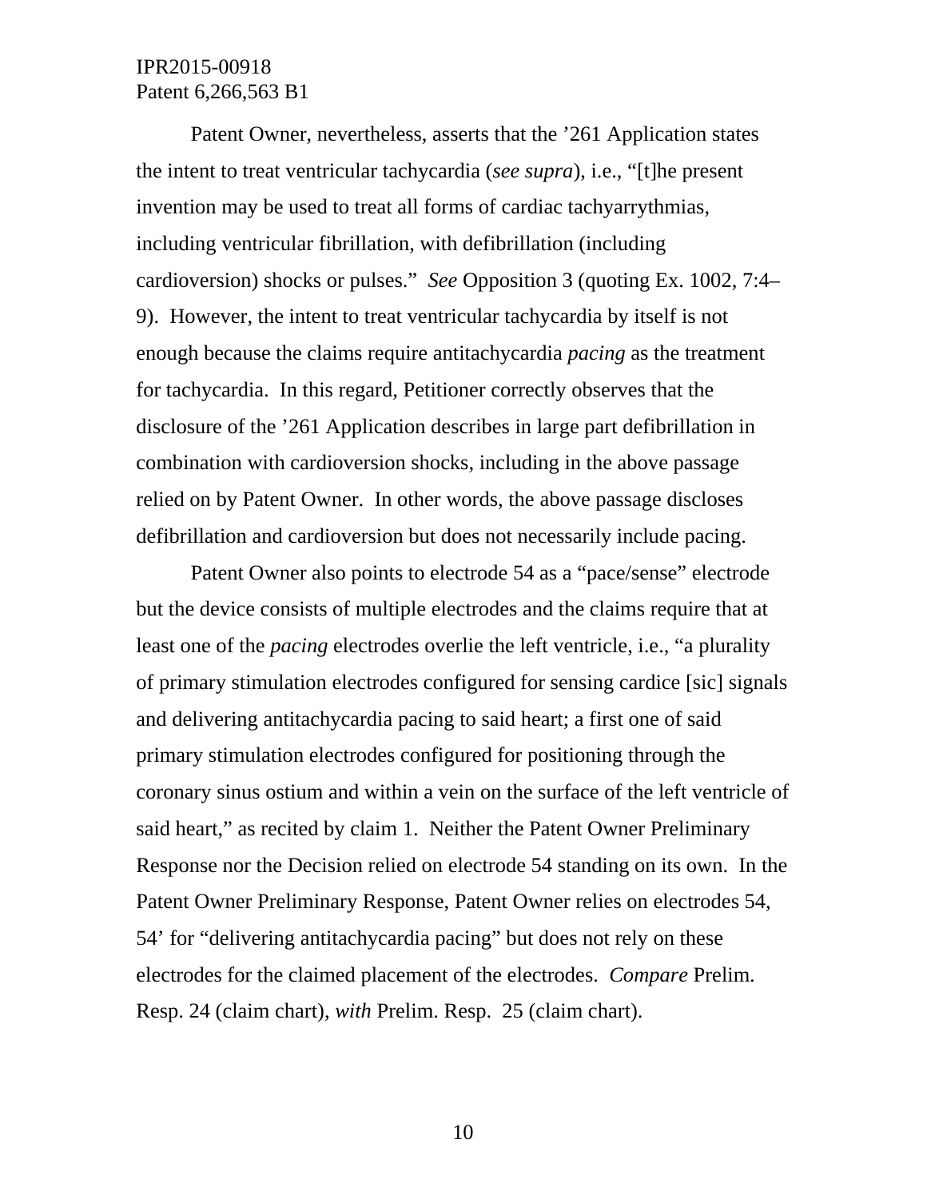Patent Owner, nevertheless, asserts that the ’261 Application states the intent to treat ventricular tachycardia (*see supra*), i.e., “[t]he present invention may be used to treat all forms of cardiac tachyarrythmias, including ventricular fibrillation, with defibrillation (including cardioversion) shocks or pulses.” *See* Opposition 3 (quoting Ex. 1002, 7:4–9). However, the intent to treat ventricular tachycardia by itself is not enough because the claims require antitachycardia *pacing* as the treatment for tachycardia. In this regard, Petitioner correctly observes that the disclosure of the ’261 Application describes in large part defibrillation in combination with cardioversion shocks, including in the above passage relied on by Patent Owner. In other words, the above passage discloses defibrillation and cardioversion but does not necessarily include pacing.

Patent Owner also points to electrode 54 as a “pace/sense” electrode but the device consists of multiple electrodes and the claims require that at least one of the *pacing* electrodes overlie the left ventricle, i.e., “a plurality of primary stimulation electrodes configured for sensing cardice [sic] signals and delivering antitachycardia pacing to said heart; a first one of said primary stimulation electrodes configured for positioning through the coronary sinus ostium and within a vein on the surface of the left ventricle of said heart,” as recited by claim 1. Neither the Patent Owner Preliminary Response nor the Decision relied on electrode 54 standing on its own. In the Patent Owner Preliminary Response, Patent Owner relies on electrodes 54, 54’ for “delivering antitachycardia pacing” but does not rely on these electrodes for the claimed placement of the electrodes. *Compare* Prelim. Resp. 24 (claim chart), *with* Prelim. Resp. 25 (claim chart).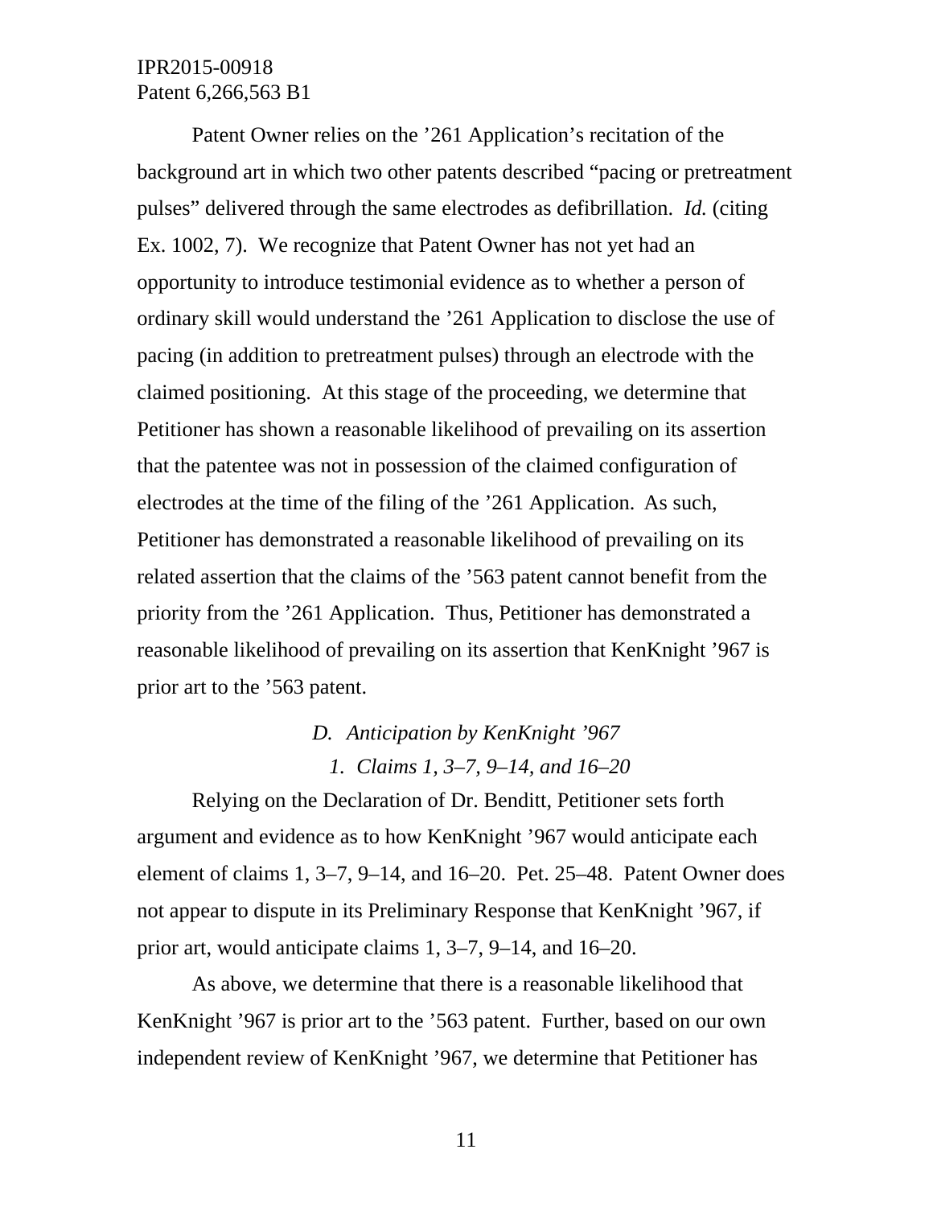Patent Owner relies on the ’261 Application’s recitation of the background art in which two other patents described “pacing or pretreatment pulses” delivered through the same electrodes as defibrillation. *Id.* (citing Ex. 1002, 7). We recognize that Patent Owner has not yet had an opportunity to introduce testimonial evidence as to whether a person of ordinary skill would understand the ’261 Application to disclose the use of pacing (in addition to pretreatment pulses) through an electrode with the claimed positioning. At this stage of the proceeding, we determine that Petitioner has shown a reasonable likelihood of prevailing on its assertion that the patentee was not in possession of the claimed configuration of electrodes at the time of the filing of the ’261 Application. As such, Petitioner has demonstrated a reasonable likelihood of prevailing on its related assertion that the claims of the ’563 patent cannot benefit from the priority from the ’261 Application. Thus, Petitioner has demonstrated a reasonable likelihood of prevailing on its assertion that KenKnight ’967 is prior art to the ’563 patent.

### *D. Anticipation by KenKnight ’967*

#### *1. Claims 1, 3–7, 9–14, and 16–20*

Relying on the Declaration of Dr. Benditt, Petitioner sets forth argument and evidence as to how KenKnight ’967 would anticipate each element of claims 1, 3–7, 9–14, and 16–20. Pet. 25–48. Patent Owner does not appear to dispute in its Preliminary Response that KenKnight ’967, if prior art, would anticipate claims 1, 3–7, 9–14, and 16–20.

As above, we determine that there is a reasonable likelihood that KenKnight ’967 is prior art to the ’563 patent. Further, based on our own independent review of KenKnight ’967, we determine that Petitioner has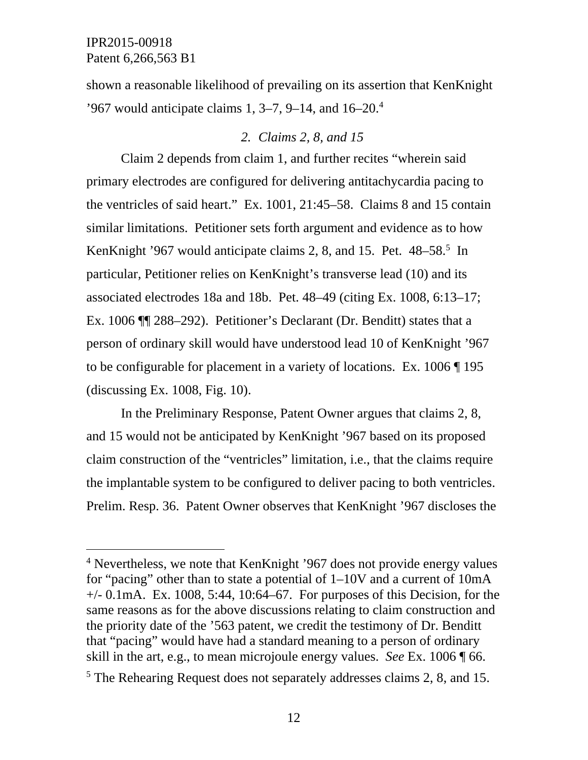shown a reasonable likelihood of prevailing on its assertion that KenKnight '967 would anticipate claims 1, 3–7, 9–14, and 16–20.[4]

### *2. Claims 2, 8, and 15*

Claim 2 depends from claim 1, and further recites "wherein said primary electrodes are configured for delivering antitachycardia pacing to the ventricles of said heart." Ex. 1001, 21:45–58. Claims 8 and 15 contain similar limitations. Petitioner sets forth argument and evidence as to how KenKnight '967 would anticipate claims 2, 8, and 15. Pet. 48–58.[5] In particular, Petitioner relies on KenKnight's transverse lead (10) and its associated electrodes 18a and 18b. Pet. 48–49 (citing Ex. 1008, 6:13–17; Ex. 1006 ¶¶ 288–292). Petitioner's Declarant (Dr. Benditt) states that a person of ordinary skill would have understood lead 10 of KenKnight '967 to be configurable for placement in a variety of locations. Ex. 1006 ¶ 195 (discussing Ex. 1008, Fig. 10).

In the Preliminary Response, Patent Owner argues that claims 2, 8, and 15 would not be anticipated by KenKnight '967 based on its proposed claim construction of the "ventricles" limitation, i.e., that the claims require the implantable system to be configured to deliver pacing to both ventricles. Prelim. Resp. 36. Patent Owner observes that KenKnight '967 discloses the

---

[4] Nevertheless, we note that KenKnight '967 does not provide energy values for "pacing" other than to state a potential of 1–10V and a current of 10mA +/- 0.1mA. Ex. 1008, 5:44, 10:64–67. For purposes of this Decision, for the same reasons as for the above discussions relating to claim construction and the priority date of the '563 patent, we credit the testimony of Dr. Benditt that "pacing" would have had a standard meaning to a person of ordinary skill in the art, e.g., to mean microjoule energy values. *See* Ex. 1006 ¶ 66.

[5] The Rehearing Request does not separately addresses claims 2, 8, and 15.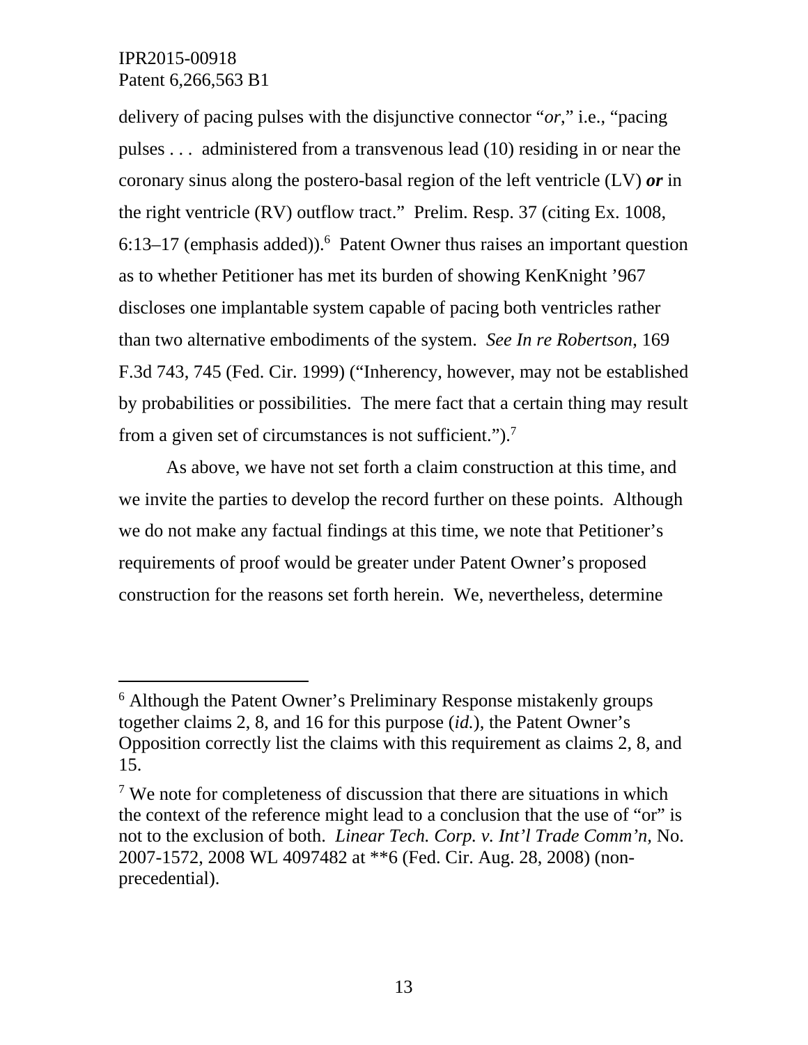delivery of pacing pulses with the disjunctive connector "*or*," i.e., "pacing pulses . . . administered from a transvenous lead (10) residing in or near the coronary sinus along the postero-basal region of the left ventricle (LV) ***or*** in the right ventricle (RV) outflow tract." Prelim. Resp. 37 (citing Ex. 1008, 6:13–17 (emphasis added)).[6] Patent Owner thus raises an important question as to whether Petitioner has met its burden of showing KenKnight '967 discloses one implantable system capable of pacing both ventricles rather than two alternative embodiments of the system. *See In re Robertson*, 169 F.3d 743, 745 (Fed. Cir. 1999) ("Inherency, however, may not be established by probabilities or possibilities. The mere fact that a certain thing may result from a given set of circumstances is not sufficient.").[7]

As above, we have not set forth a claim construction at this time, and we invite the parties to develop the record further on these points. Although we do not make any factual findings at this time, we note that Petitioner's requirements of proof would be greater under Patent Owner's proposed construction for the reasons set forth herein. We, nevertheless, determine

---

[6] Although the Patent Owner's Preliminary Response mistakenly groups together claims 2, 8, and 16 for this purpose (*id.*), the Patent Owner's Opposition correctly list the claims with this requirement as claims 2, 8, and 15.

[7] We note for completeness of discussion that there are situations in which the context of the reference might lead to a conclusion that the use of "or" is not to the exclusion of both. *Linear Tech. Corp. v. Int'l Trade Comm'n,* No. 2007-1572, 2008 WL 4097482 at **6 (Fed. Cir. Aug. 28, 2008) (non-precedential).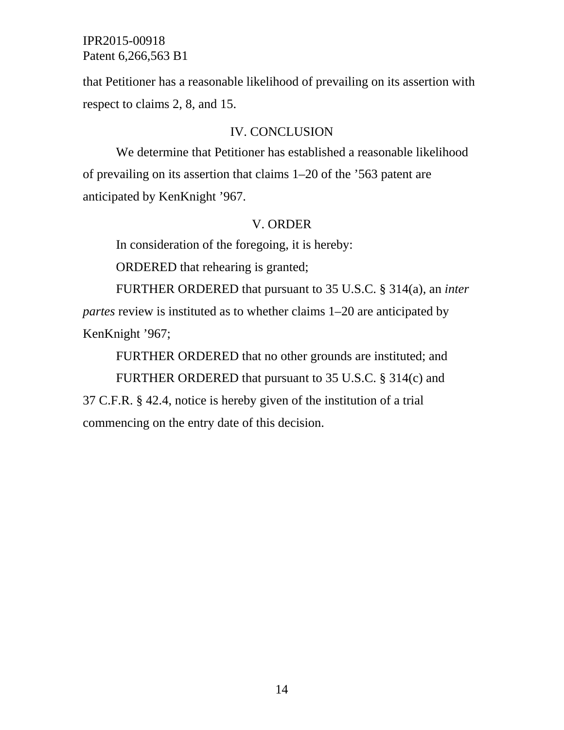that Petitioner has a reasonable likelihood of prevailing on its assertion with respect to claims 2, 8, and 15.

## IV. CONCLUSION

We determine that Petitioner has established a reasonable likelihood of prevailing on its assertion that claims 1–20 of the ’563 patent are anticipated by KenKnight ’967.

## V. ORDER

In consideration of the foregoing, it is hereby:

ORDERED that rehearing is granted;

FURTHER ORDERED that pursuant to 35 U.S.C. § 314(a), an *inter partes* review is instituted as to whether claims 1–20 are anticipated by KenKnight ’967;

FURTHER ORDERED that no other grounds are instituted; and

FURTHER ORDERED that pursuant to 35 U.S.C. § 314(c) and 37 C.F.R. § 42.4, notice is hereby given of the institution of a trial commencing on the entry date of this decision.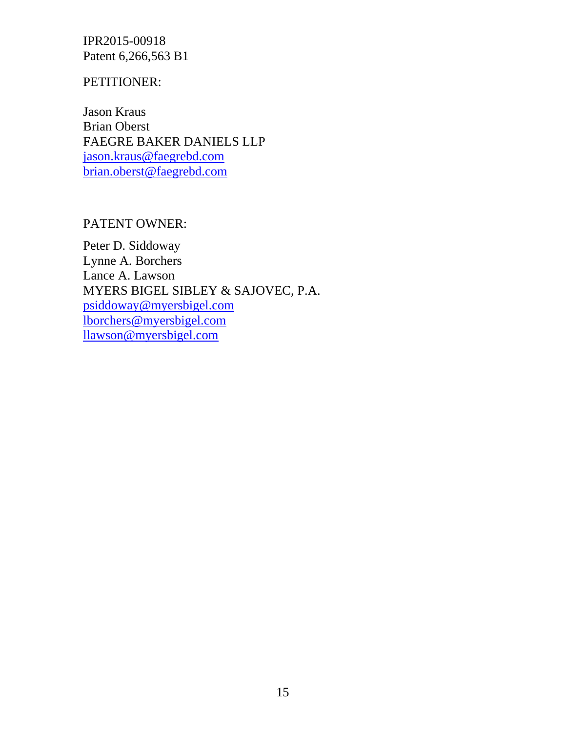IPR2015-00918
Patent 6,266,563 B1

PETITIONER:

Jason Kraus
Brian Oberst
FAEGRE BAKER DANIELS LLP
jason.kraus@faegrebd.com
brian.oberst@faegrebd.com

PATENT OWNER:

Peter D. Siddoway
Lynne A. Borchers
Lance A. Lawson
MYERS BIGEL SIBLEY & SAJOVEC, P.A.
psiddoway@myersbigel.com
lborchers@myersbigel.com
llawson@myersbigel.com